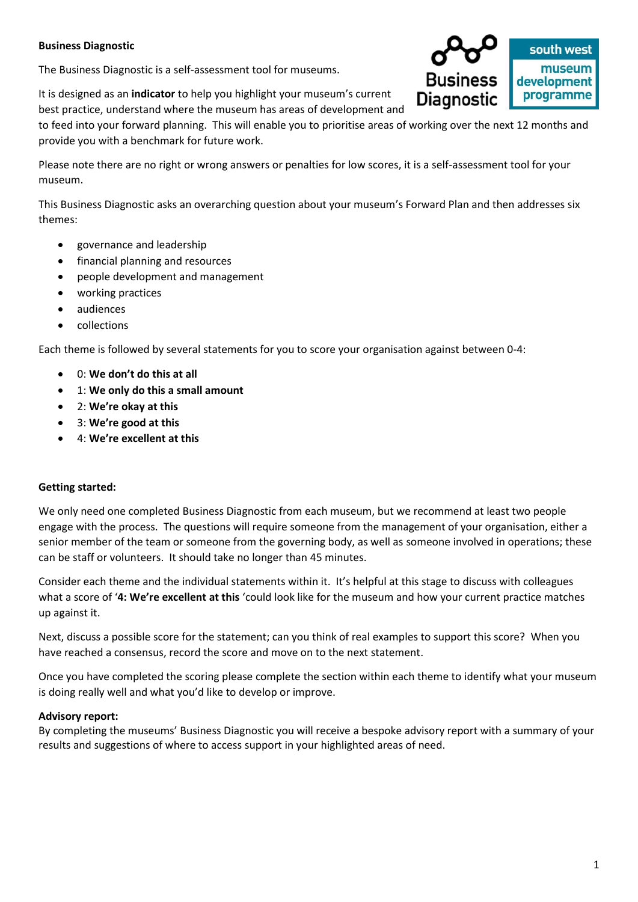**Business Diagnostic**

The Business Diagnostic is a self-assessment tool for museums.

It is designed as an **indicator** to help you highlight your museum's current best practice, understand where the museum has areas of development and to feed into your forward planning. This will enable you to prioritise areas of working over the next 12 months and provide you with a benchmark for future work.

Please note there are no right or wrong answers or penalties for low scores, it is a self-assessment tool for your museum.

This Business Diagnostic asks an overarching question about your museum's Forward Plan and then addresses six themes:

- governance and leadership
- financial planning and resources
- people development and management
- working practices
- audiences
- collections

Each theme is followed by several statements for you to score your organisation against between 0-4:

- 0: **We don't do this at all**
- 1: **We only do this a small amount**
- 2: **We're okay at this**
- 3: **We're good at this**
- 4: **We're excellent at this**

**Getting started:**

We only need one completed Business Diagnostic from each museum, but we recommend at least two people engage with the process. The questions will require someone from the management of your organisation, either a senior member of the team or someone from the governing body, as well as someone involved in operations; these can be staff or volunteers. It should take no longer than 45 minutes.

Consider each theme and the individual statements within it. It's helpful at this stage to discuss with colleagues what a score of '**4: We're excellent at this** 'could look like for the museum and how your current practice matches up against it.

Next, discuss a possible score for the statement; can you think of real examples to support this score? When you have reached a consensus, record the score and move on to the next statement.

Once you have completed the scoring please complete the section within each theme to identify what your museum is doing really well and what you'd like to develop or improve.

**Advisory report:**

By completing the museums' Business Diagnostic you will receive a bespoke advisory report with a summary of your results and suggestions of where to access support in your highlighted areas of need.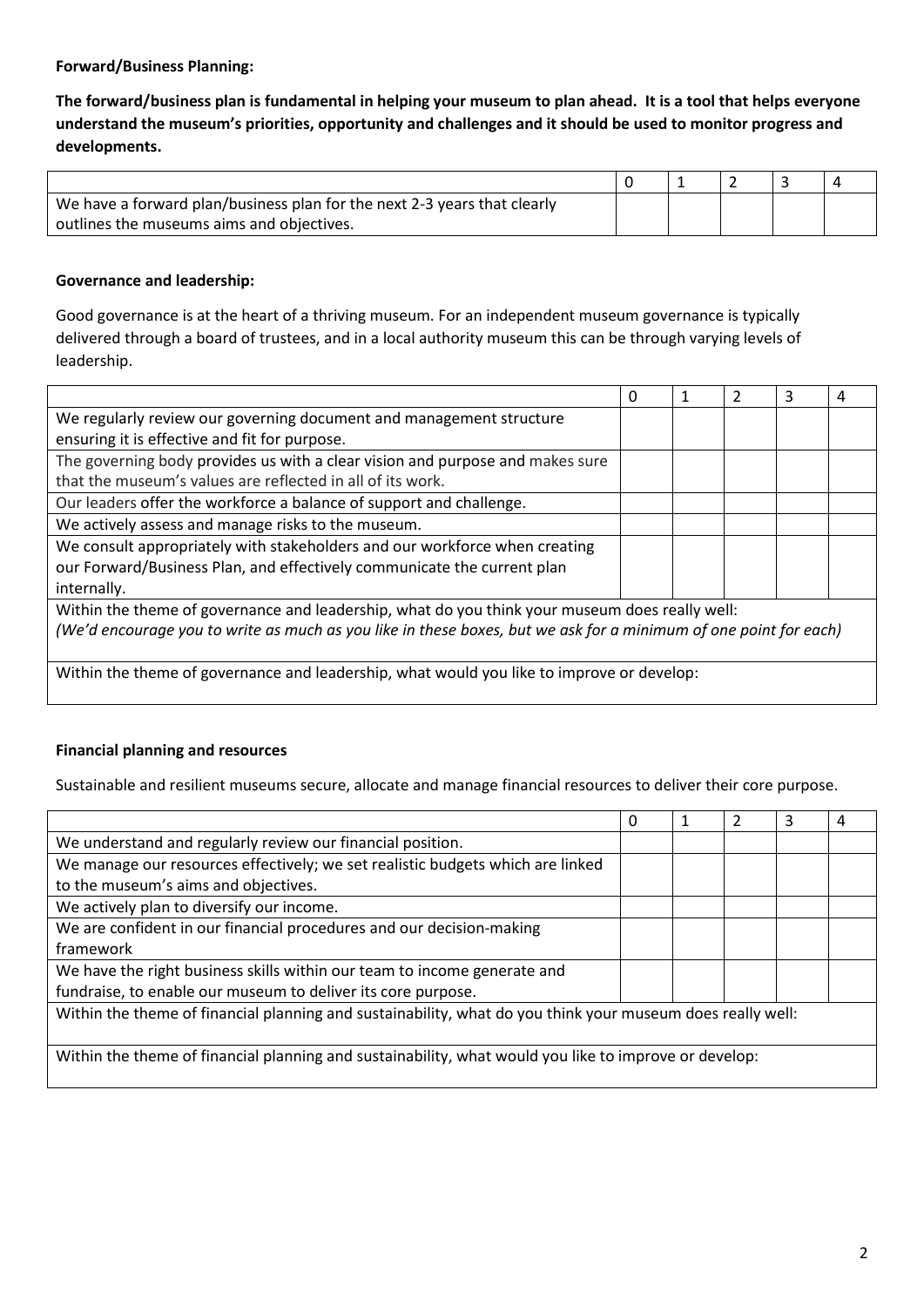**Forward/Business Planning:**

**The forward/business plan is fundamental in helping your museum to plan ahead. It is a tool that helps everyone understand the museum's priorities, opportunity and challenges and it should be used to monitor progress and developments.**

| | 0 | 1 | 2 | 3 | 4 |
|---|---|---|---|---|---|
| We have a forward plan/business plan for the next 2-3 years that clearly outlines the museums aims and objectives. | | | | | |

**Governance and leadership:**

Good governance is at the heart of a thriving museum. For an independent museum governance is typically delivered through a board of trustees, and in a local authority museum this can be through varying levels of leadership.

| | 0 | 1 | 2 | 3 | 4 |
|---|---|---|---|---|---|
| We regularly review our governing document and management structure ensuring it is effective and fit for purpose. | | | | | |
| The governing body provides us with a clear vision and purpose and makes sure that the museum's values are reflected in all of its work. | | | | | |
| Our leaders offer the workforce a balance of support and challenge. | | | | | |
| We actively assess and manage risks to the museum. | | | | | |
| We consult appropriately with stakeholders and our workforce when creating our Forward/Business Plan, and effectively communicate the current plan internally. | | | | | |
| Within the theme of governance and leadership, what do you think your museum does really well: *(We'd encourage you to write as much as you like in these boxes, but we ask for a minimum of one point for each)* | | | | | |
| Within the theme of governance and leadership, what would you like to improve or develop: | | | | | |

**Financial planning and resources**

Sustainable and resilient museums secure, allocate and manage financial resources to deliver their core purpose.

| | 0 | 1 | 2 | 3 | 4 |
|---|---|---|---|---|---|
| We understand and regularly review our financial position. | | | | | |
| We manage our resources effectively; we set realistic budgets which are linked to the museum's aims and objectives. | | | | | |
| We actively plan to diversify our income. | | | | | |
| We are confident in our financial procedures and our decision-making framework | | | | | |
| We have the right business skills within our team to income generate and fundraise, to enable our museum to deliver its core purpose. | | | | | |
| Within the theme of financial planning and sustainability, what do you think your museum does really well: | | | | | |
| Within the theme of financial planning and sustainability, what would you like to improve or develop: | | | | | |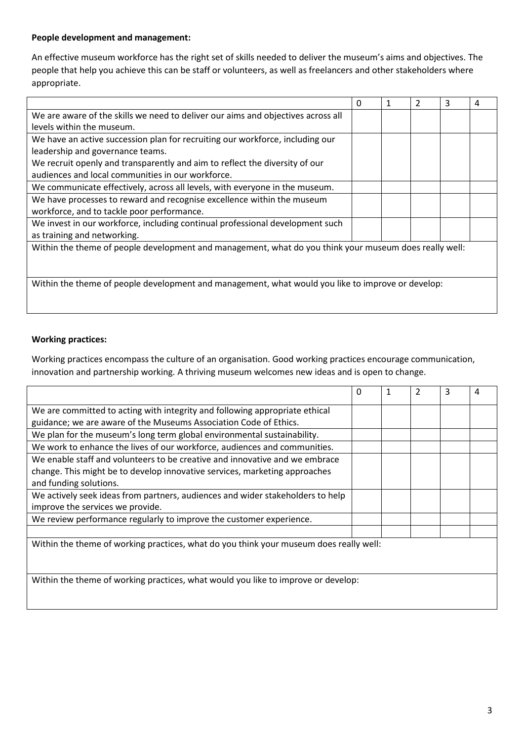**People development and management:**

An effective museum workforce has the right set of skills needed to deliver the museum's aims and objectives. The people that help you achieve this can be staff or volunteers, as well as freelancers and other stakeholders where appropriate.

| | 0 | 1 | 2 | 3 | 4 |
|---|---|---|---|---|---|
| We are aware of the skills we need to deliver our aims and objectives across all levels within the museum. | | | | | |
| We have an active succession plan for recruiting our workforce, including our leadership and governance teams. We recruit openly and transparently and aim to reflect the diversity of our audiences and local communities in our workforce. | | | | | |
| We communicate effectively, across all levels, with everyone in the museum. | | | | | |
| We have processes to reward and recognise excellence within the museum workforce, and to tackle poor performance. | | | | | |
| We invest in our workforce, including continual professional development such as training and networking. | | | | | |
| Within the theme of people development and management, what do you think your museum does really well: | | | | | |
| Within the theme of people development and management, what would you like to improve or develop: | | | | | |

**Working practices:**

Working practices encompass the culture of an organisation. Good working practices encourage communication, innovation and partnership working. A thriving museum welcomes new ideas and is open to change.

| | 0 | 1 | 2 | 3 | 4 |
|---|---|---|---|---|---|
| We are committed to acting with integrity and following appropriate ethical guidance; we are aware of the Museums Association Code of Ethics. | | | | | |
| We plan for the museum's long term global environmental sustainability. | | | | | |
| We work to enhance the lives of our workforce, audiences and communities. | | | | | |
| We enable staff and volunteers to be creative and innovative and we embrace change. This might be to develop innovative services, marketing approaches and funding solutions. | | | | | |
| We actively seek ideas from partners, audiences and wider stakeholders to help improve the services we provide. | | | | | |
| We review performance regularly to improve the customer experience. | | | | | |
| | | | | | |
| Within the theme of working practices, what do you think your museum does really well: | | | | | |
| Within the theme of working practices, what would you like to improve or develop: | | | | | |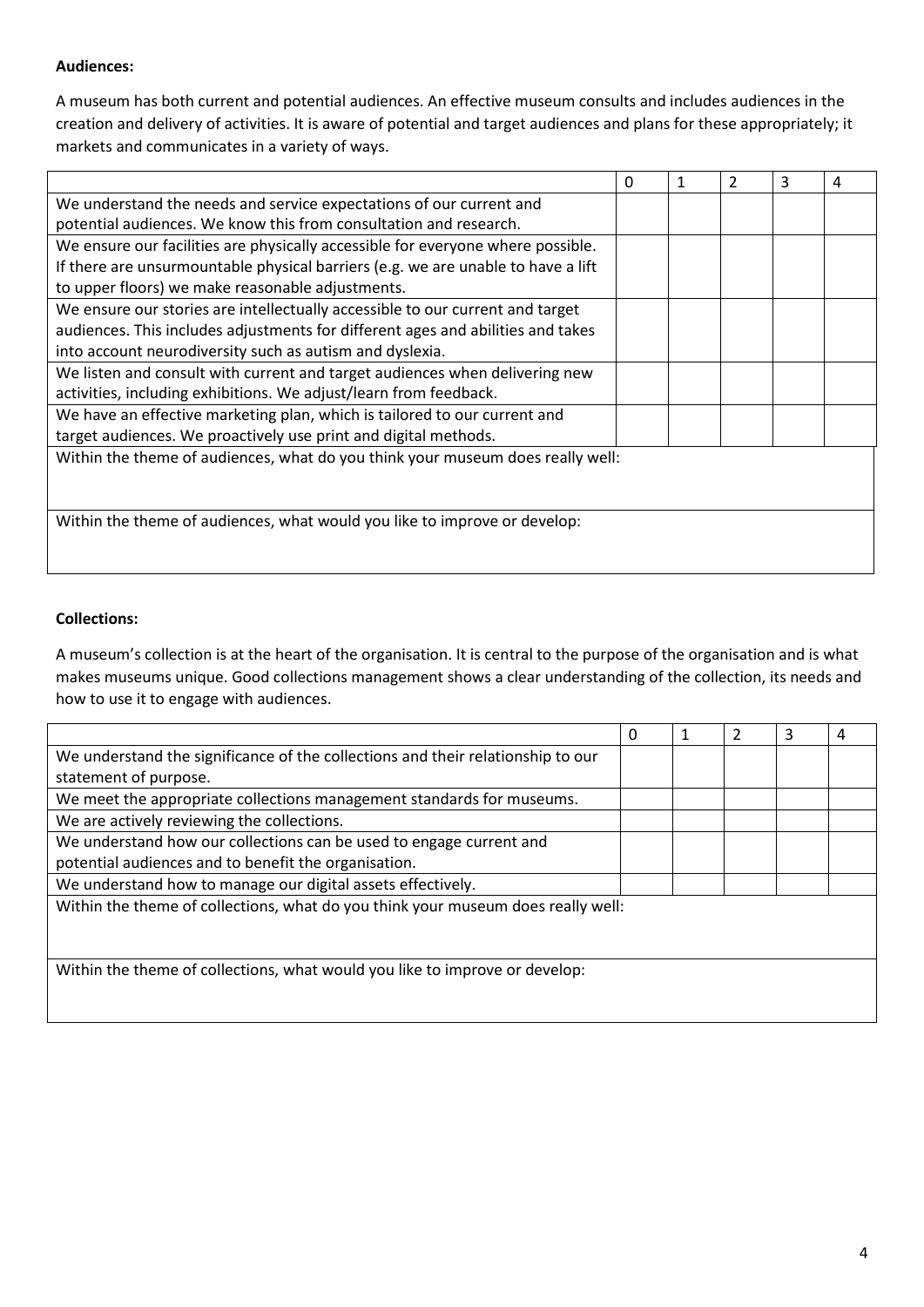**Audiences:**

A museum has both current and potential audiences. An effective museum consults and includes audiences in the creation and delivery of activities. It is aware of potential and target audiences and plans for these appropriately; it markets and communicates in a variety of ways.

| | 0 | 1 | 2 | 3 | 4 |
|---|---|---|---|---|---|
| We understand the needs and service expectations of our current and potential audiences. We know this from consultation and research. | | | | | |
| We ensure our facilities are physically accessible for everyone where possible. If there are unsurmountable physical barriers (e.g. we are unable to have a lift to upper floors) we make reasonable adjustments. | | | | | |
| We ensure our stories are intellectually accessible to our current and target audiences. This includes adjustments for different ages and abilities and takes into account neurodiversity such as autism and dyslexia. | | | | | |
| We listen and consult with current and target audiences when delivering new activities, including exhibitions. We adjust/learn from feedback. | | | | | |
| We have an effective marketing plan, which is tailored to our current and target audiences. We proactively use print and digital methods. | | | | | |
| Within the theme of audiences, what do you think your museum does really well: | | | | | |
| Within the theme of audiences, what would you like to improve or develop: | | | | | |

**Collections:**

A museum's collection is at the heart of the organisation. It is central to the purpose of the organisation and is what makes museums unique. Good collections management shows a clear understanding of the collection, its needs and how to use it to engage with audiences.

| | 0 | 1 | 2 | 3 | 4 |
|---|---|---|---|---|---|
| We understand the significance of the collections and their relationship to our statement of purpose. | | | | | |
| We meet the appropriate collections management standards for museums. | | | | | |
| We are actively reviewing the collections. | | | | | |
| We understand how our collections can be used to engage current and potential audiences and to benefit the organisation. | | | | | |
| We understand how to manage our digital assets effectively. | | | | | |
| Within the theme of collections, what do you think your museum does really well: | | | | | |
| Within the theme of collections, what would you like to improve or develop: | | | | | |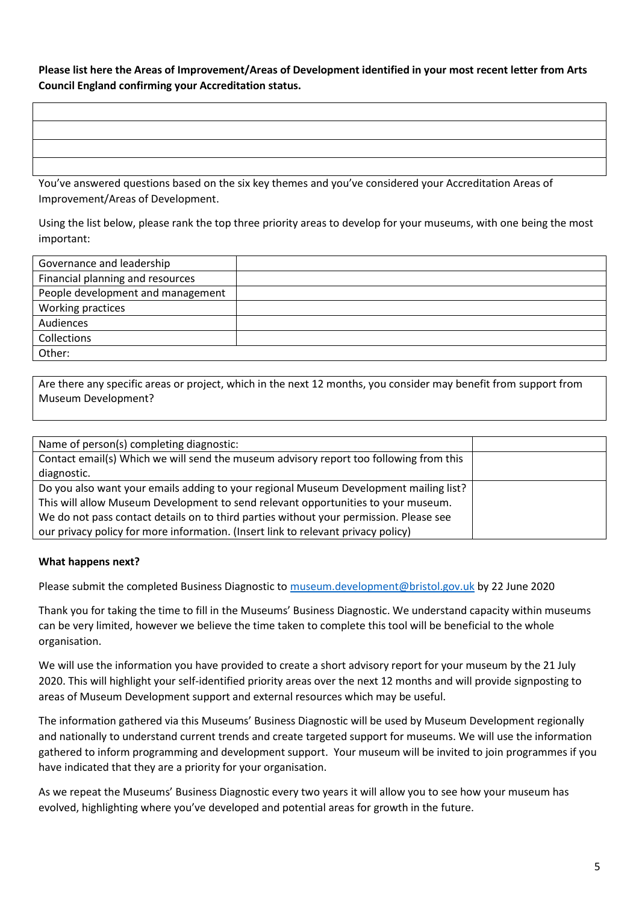**Please list here the Areas of Improvement/Areas of Development identified in your most recent letter from Arts Council England confirming your Accreditation status.**

| |
|---|
| |
| |
| |
| |

You've answered questions based on the six key themes and you've considered your Accreditation Areas of Improvement/Areas of Development.

Using the list below, please rank the top three priority areas to develop for your museums, with one being the most important:

| | |
|---|---|
| Governance and leadership | |
| Financial planning and resources | |
| People development and management | |
| Working practices | |
| Audiences | |
| Collections | |
| Other: | |

| |
|---|
| Are there any specific areas or project, which in the next 12 months, you consider may benefit from support from Museum Development? |

| | |
|---|---|
| Name of person(s) completing diagnostic: | |
| Contact email(s) Which we will send the museum advisory report too following from this diagnostic. | |
| Do you also want your emails adding to your regional Museum Development mailing list? This will allow Museum Development to send relevant opportunities to your museum. We do not pass contact details on to third parties without your permission. Please see our privacy policy for more information. (Insert link to relevant privacy policy) | |

**What happens next?**

Please submit the completed Business Diagnostic to museum.development@bristol.gov.uk by 22 June 2020

Thank you for taking the time to fill in the Museums' Business Diagnostic. We understand capacity within museums can be very limited, however we believe the time taken to complete this tool will be beneficial to the whole organisation.

We will use the information you have provided to create a short advisory report for your museum by the 21 July 2020. This will highlight your self-identified priority areas over the next 12 months and will provide signposting to areas of Museum Development support and external resources which may be useful.

The information gathered via this Museums' Business Diagnostic will be used by Museum Development regionally and nationally to understand current trends and create targeted support for museums. We will use the information gathered to inform programming and development support. Your museum will be invited to join programmes if you have indicated that they are a priority for your organisation.

As we repeat the Museums' Business Diagnostic every two years it will allow you to see how your museum has evolved, highlighting where you've developed and potential areas for growth in the future.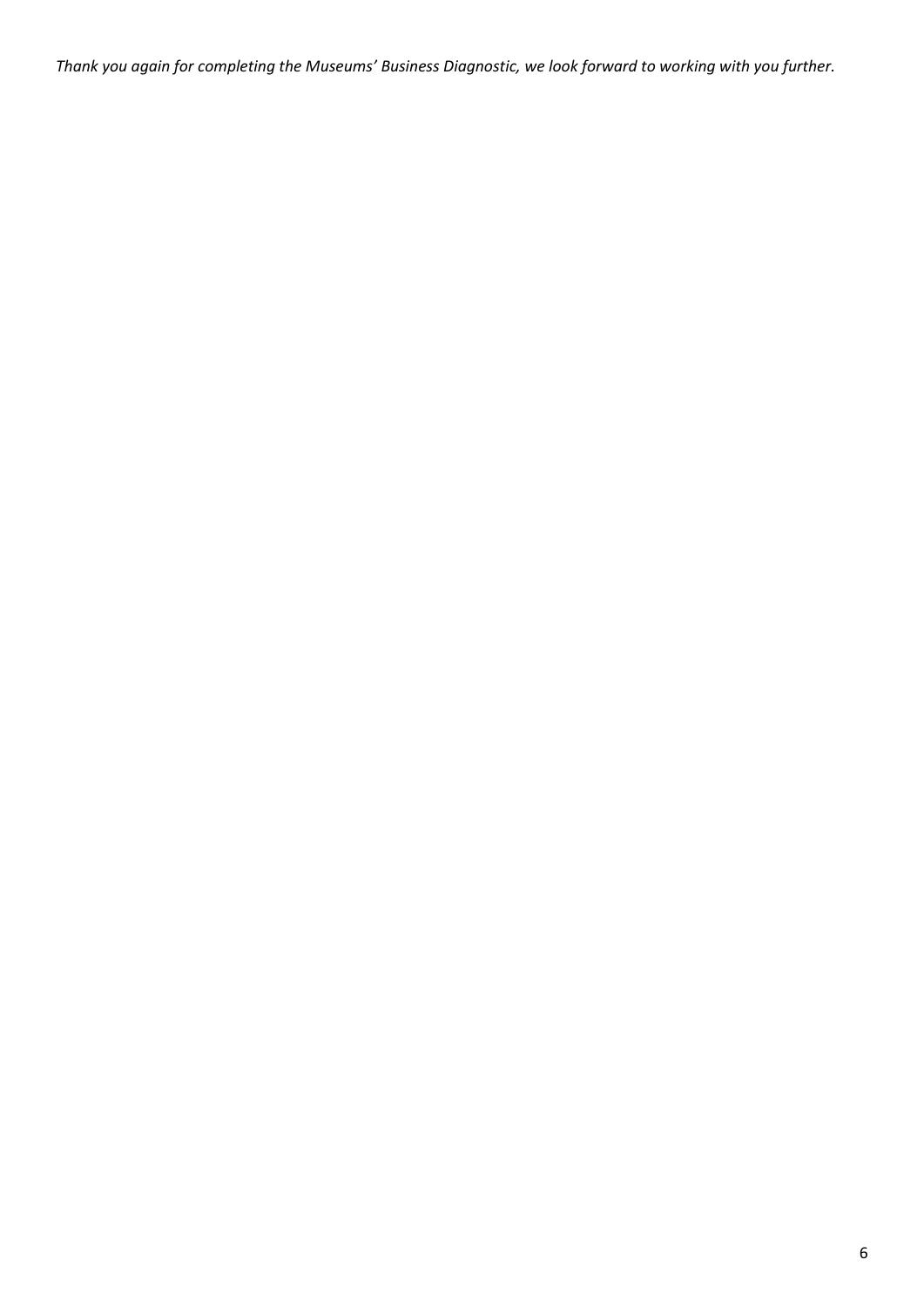*Thank you again for completing the Museums' Business Diagnostic, we look forward to working with you further.*